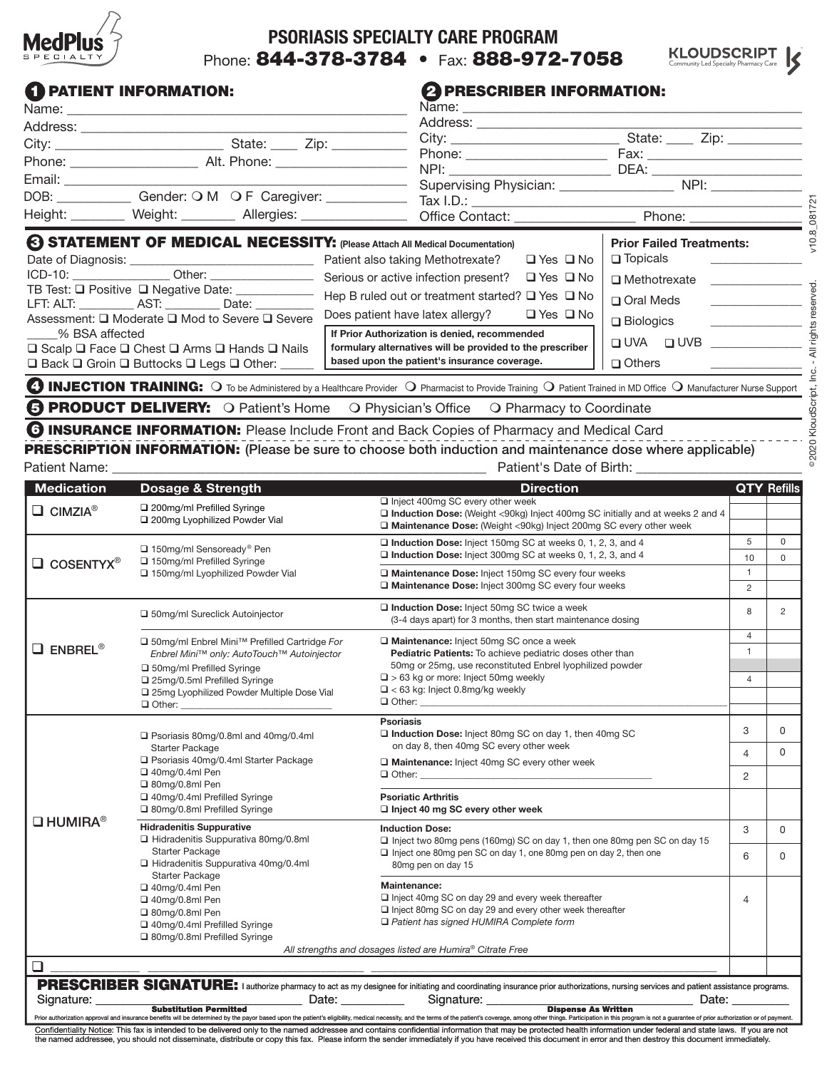MedPlus SPECIALTY

# PSORIASIS SPECIALTY CARE PROGRAM

Phone: **844-378-3784** • Fax: **888-972-7058**

KLOUDSCRIPT Community Led Specialty Pharmacy Care

## 1 PATIENT INFORMATION:

Name: ______________________________

Address: ______________________________

City: ______________ State: ____ Zip: ________

Phone: ______________ Alt. Phone: ______________

Email: ______________________________

DOB: ________ Gender: ❍ M ❍ F Caregiver: ________

Height: ______ Weight: ______ Allergies: __________

## 2 PRESCRIBER INFORMATION:

Name: ______________________________

Address: ______________________________

City: ______________ State: ____ Zip: ________

Phone: ______________ Fax: ______________

NPI: ______________ DEA: ______________

Supervising Physician: ______________ NPI: __________

Tax I.D.: ______________________________

Office Contact: ______________ Phone: ______________

v10.8_081721

## 3 STATEMENT OF MEDICAL NECESSITY: (Please Attach All Medical Documentation)

Date of Diagnosis: ______________

ICD-10: ____________ Other: ____________

TB Test: ❑ Positive ❑ Negative Date: ________

LFT: ALT: ______ AST: ______ Date: ______

Assessment: ❑ Moderate ❑ Mod to Severe ❑ Severe

_____% BSA affected

❑ Scalp ❑ Face ❑ Chest ❑ Arms ❑ Hands ❑ Nails

❑ Back ❑ Groin ❑ Buttocks ❑ Legs ❑ Other: _____

Patient also taking Methotrexate? ❑ Yes ❑ No

Serious or active infection present? ❑ Yes ❑ No

Hep B ruled out or treatment started? ❑ Yes ❑ No

Does patient have latex allergy? ❑ Yes ❑ No

**If Prior Authorization is denied, recommended formulary alternatives will be provided to the prescriber based upon the patient's insurance coverage.**

**Prior Failed Treatments:**

❑ Topicals __________

❑ Methotrexate __________

❑ Oral Meds __________

❑ Biologics __________

❑ UVA ❑ UVB __________

❑ Others __________

## 4 INJECTION TRAINING:
❍ To be Administered by a Healthcare Provider ❍ Pharmacist to Provide Training ❍ Patient Trained in MD Office ❍ Manufacturer Nurse Support

## 5 PRODUCT DELIVERY:
❍ Patient's Home ❍ Physician's Office ❍ Pharmacy to Coordinate

## 6 INSURANCE INFORMATION:
Please Include Front and Back Copies of Pharmacy and Medical Card

## PRESCRIPTION INFORMATION: (Please be sure to choose both induction and maintenance dose where applicable)

Patient Name: ______________________________ Patient's Date of Birth: ______________

| Medication | Dosage & Strength | Direction | QTY | Refills |
|---|---|---|---|---|
| ❑ CIMZIA® | ❑ 200mg/ml Prefilled Syringe<br>❑ 200mg Lyophilized Powder Vial | ❑ Inject 400mg SC every other week<br>❑ **Induction Dose:** (Weight <90kg) Inject 400mg SC initially and at weeks 2 and 4<br>❑ **Maintenance Dose:** (Weight <90kg) Inject 200mg SC every other week | | |
| ❑ COSENTYX® | ❑ 150mg/ml Sensoready® Pen<br>❑ 150mg/ml Prefilled Syringe<br>❑ 150mg/ml Lyophilized Powder Vial | ❑ **Induction Dose:** Inject 150mg SC at weeks 0, 1, 2, 3, and 4 | 5 | 0 |
| | | ❑ **Induction Dose:** Inject 300mg SC at weeks 0, 1, 2, 3, and 4 | 10 | 0 |
| | | ❑ **Maintenance Dose:** Inject 150mg SC every four weeks | 1 | |
| | | ❑ **Maintenance Dose:** Inject 300mg SC every four weeks | 2 | |
| ❑ ENBREL® | ❑ 50mg/ml Sureclick Autoinjector | ❑ **Induction Dose:** Inject 50mg SC twice a week (3-4 days apart) for 3 months, then start maintenance dosing | 8 | 2 |
| | ❑ 50mg/ml Enbrel Mini™ Prefilled Cartridge *For Enbrel Mini™ only: AutoTouch™ Autoinjector*<br>❑ 50mg/ml Prefilled Syringe<br>❑ 25mg/0.5ml Prefilled Syringe<br>❑ 25mg Lyophilized Powder Multiple Dose Vial<br>❑ Other: ______________ | ❑ **Maintenance:** Inject 50mg SC once a week | 4 | |
| | | **Pediatric Patients:** To achieve pediatric doses other than 50mg or 25mg, use reconstituted Enbrel lyophilized powder | 1 | |
| | | ❑ > 63 kg or more: Inject 50mg weekly | 4 | |
| | | ❑ < 63 kg: Inject 0.8mg/kg weekly | | |
| | | ❑ Other: ______________ | | |
| ❑ HUMIRA® | ❑ Psoriasis 80mg/0.8ml and 40mg/0.4ml Starter Package<br>❑ Psoriasis 40mg/0.4ml Starter Package<br>❑ 40mg/0.4ml Pen<br>❑ 80mg/0.8ml Pen<br>❑ 40mg/0.4ml Prefilled Syringe<br>❑ 80mg/0.8ml Prefilled Syringe | **Psoriasis**<br>❑ **Induction Dose:** Inject 80mg SC on day 1, then 40mg SC on day 8, then 40mg SC every other week | 3 | 0 |
| | | ❑ **Maintenance:** Inject 40mg SC every other week | 4 | 0 |
| | | ❑ Other: ______________ | 2 | |
| | | **Psoriatic Arthritis**<br>❑ **Inject 40 mg SC every other week** | | |
| | **Hidradenitis Suppurative**<br>❑ Hidradenitis Suppurativa 80mg/0.8ml Starter Package<br>❑ Hidradenitis Suppurativa 40mg/0.4ml Starter Package<br>❑ 40mg/0.4ml Pen<br>❑ 40mg/0.8ml Pen<br>❑ 80mg/0.8ml Pen<br>❑ 40mg/0.4ml Prefilled Syringe<br>❑ 80mg/0.8ml Prefilled Syringe | **Induction Dose:**<br>❑ Inject two 80mg pens (160mg) SC on day 1, then one 80mg pen SC on day 15 | 3 | 0 |
| | | ❑ Inject one 80mg pen SC on day 1, one 80mg pen on day 2, then one 80mg pen on day 15 | 6 | 0 |
| | | **Maintenance:**<br>❑ Inject 40mg SC on day 29 and every week thereafter<br>❑ Inject 80mg SC on day 29 and every other week thereafter<br>❑ *Patient has signed HUMIRA Complete form* | 4 | |
| | *All strengths and dosages listed are Humira® Citrate Free* | | | |
| ❑ ________ | ______________ | ______________ | | |

**PRESCRIBER SIGNATURE:** I authorize pharmacy to act as my designee for initiating and coordinating insurance prior authorizations, nursing services and patient assistance programs.

Signature: ______________ Date: ________ Signature: ______________ Date: ________

**Substitution Permitted** **Dispense As Written**

Prior authorization approval and insurance benefits will be determined by the payor based upon the patient's eligibility, medical necessity, and the terms of the patient's coverage, among other things. Participation in this program is not a guarantee of prior authorization or of payment.

Confidentiality Notice: This fax is intended to be delivered only to the named addressee and contains confidential information that may be protected health information under federal and state laws. If you are not the named addressee, you should not disseminate, distribute or copy this fax. Please inform the sender immediately if you have received this document in error and then destroy this document immediately.

© 2020 KloudScript, Inc. - All rights reserved.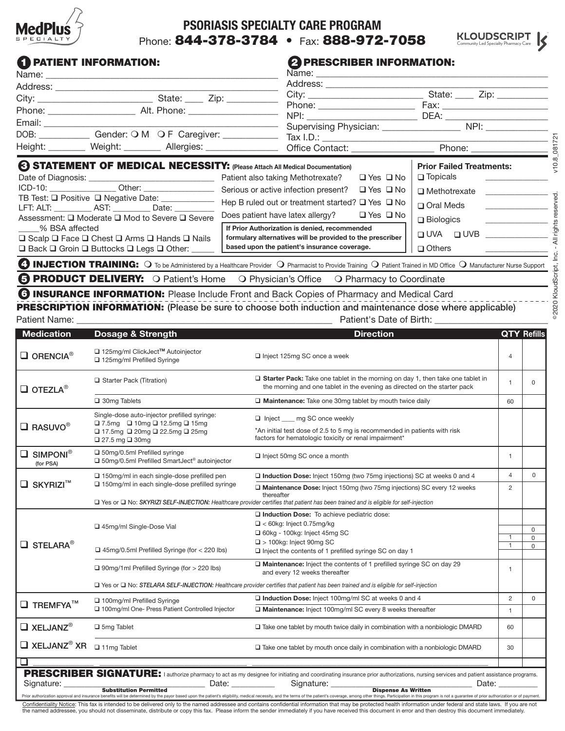MedPlus SPECIALTY

# PSORIASIS SPECIALTY CARE PROGRAM

Phone: **844-378-3784** • Fax: **888-972-7058**

KLOUDSCRIPT Community Led Specialty Pharmacy Care

## 1 PATIENT INFORMATION:

Name: ______________________________

Address: ______________________________

City: ________________ State: ____ Zip: ________

Phone: ______________ Alt. Phone: ______________

Email: ______________________________

DOB: ________ Gender: ○ M ○ F Caregiver: ________

Height: ______ Weight: ______ Allergies: ____________

## 2 PRESCRIBER INFORMATION:

Name: ______________________________

Address: ______________________________

City: ________________ State: ____ Zip: ________

Phone: ______________ Fax: ______________

NPI: ______________ DEA: ______________

Supervising Physician: ____________ NPI: __________

Tax I.D.: ______________________________

Office Contact: ______________ Phone: ____________

## 3 STATEMENT OF MEDICAL NECESSITY: (Please Attach All Medical Documentation)

Date of Diagnosis: ______________________

ICD-10: ____________ Other: ____________

TB Test: ❑ Positive ❑ Negative Date: __________

LFT: ALT: ________ AST: ________ Date: ________

Assessment: ❑ Moderate ❑ Mod to Severe ❑ Severe

_____% BSA affected

❑ Scalp ❑ Face ❑ Chest ❑ Arms ❑ Hands ❑ Nails

❑ Back ❑ Groin ❑ Buttocks ❑ Legs ❑ Other: _____

Patient also taking Methotrexate? ❑ Yes ❑ No

Serious or active infection present? ❑ Yes ❑ No

Hep B ruled out or treatment started? ❑ Yes ❑ No

Does patient have latex allergy? ❑ Yes ❑ No

**If Prior Authorization is denied, recommended formulary alternatives will be provided to the prescriber based upon the patient's insurance coverage.**

**Prior Failed Treatments:**

❑ Topicals ____________

❑ Methotrexate ____________

❑ Oral Meds ____________

❑ Biologics ____________

❑ UVA ❑ UVB ____________

❑ Others ____________

## 4 INJECTION TRAINING:
○ To be Administered by a Healthcare Provider ○ Pharmacist to Provide Training ○ Patient Trained in MD Office ○ Manufacturer Nurse Support

## 5 PRODUCT DELIVERY:
○ Patient's Home ○ Physician's Office ○ Pharmacy to Coordinate

## 6 INSURANCE INFORMATION:
Please Include Front and Back Copies of Pharmacy and Medical Card

## PRESCRIPTION INFORMATION: (Please be sure to choose both induction and maintenance dose where applicable)

Patient Name: ______________________________ Patient's Date of Birth: ______________

| Medication | Dosage & Strength | Direction | QTY | Refills |
|---|---|---|---|---|
| ❑ ORENCIA® | ❑ 125mg/ml ClickJect™ Autoinjector<br>❑ 125mg/ml Prefilled Syringe | ❑ Inject 125mg SC once a week | 4 | |
| ❑ OTEZLA® | ❑ Starter Pack (Titration) | ❑ **Starter Pack:** Take one tablet in the morning on day 1, then take one tablet in the morning and one tablet in the evening as directed on the starter pack | 1 | 0 |
| | ❑ 30mg Tablets | ❑ **Maintenance:** Take one 30mg tablet by mouth twice daily | 60 | |
| ❑ RASUVO® | Single-dose auto-injector prefilled syringe:<br>❑ 7.5mg ❑ 10mg ❑ 12.5mg ❑ 15mg<br>❑ 17.5mg ❑ 20mg ❑ 22.5mg ❑ 25mg<br>❑ 27.5 mg ❑ 30mg | ❑ Inject ____ mg SC once weekly<br>*An initial test dose of 2.5 to 5 mg is recommended in patients with risk factors for hematologic toxicity or renal impairment* | | |
| ❑ SIMPONI® (for PSA) | ❑ 50mg/0.5ml Prefilled syringe<br>❑ 50mg/0.5ml Prefilled SmartJect® autoinjector | ❑ Inject 50mg SC once a month | 1 | |
| ❑ SKYRIZI™ | ❑ 150mg/ml in each single-dose prefilled pen<br>❑ 150mg/ml in each single-dose prefilled syringe | ❑ **Induction Dose:** Inject 150mg (two 75mg injections) SC at weeks 0 and 4 | 4 | 0 |
| | | ❑ **Maintenance Dose:** Inject 150mg (two 75mg injections) SC every 12 weeks thereafter | 2 | |
| | ❑ Yes or ❑ No: ***SKYRIZI SELF-INJECTION:** Healthcare provider certifies that patient has been trained and is eligible for self-injection* | | | |
| ❑ STELARA® | ❑ 45mg/ml Single-Dose Vial | ❑ **Induction Dose:** To achieve pediatric dose:<br>❑ < 60kg: Inject 0.75mg/kg<br>❑ 60kg - 100kg: Inject 45mg SC<br>❑ > 100kg: Inject 90mg SC | <br><br>1<br>1 | <br>0<br>0<br>0 |
| | ❑ 45mg/0.5ml Prefilled Syringe (for < 220 lbs) | ❑ Inject the contents of 1 prefilled syringe SC on day 1 | | |
| | ❑ 90mg/1ml Prefilled Syringe (for > 220 lbs) | ❑ **Maintenance:** Inject the contents of 1 prefilled syringe SC on day 29 and every 12 weeks thereafter | 1 | |
| | ❑ Yes or ❑ No: ***STELARA SELF-INJECTION:** Healthcare provider certifies that patient has been trained and is eligible for self-injection* | | | |
| ❑ TREMFYA™ | ❑ 100mg/ml Prefilled Syringe<br>❑ 100mg/ml One- Press Patient Controlled Injector | ❑ **Induction Dose:** Inject 100mg/ml SC at weeks 0 and 4 | 2 | 0 |
| | | ❑ **Maintenance:** Inject 100mg/ml SC every 8 weeks thereafter | 1 | |
| ❑ XELJANZ® | ❑ 5mg Tablet | ❑ Take one tablet by mouth twice daily in combination with a nonbiologic DMARD | 60 | |
| ❑ XELJANZ® XR | ❑ 11mg Tablet | ❑ Take one tablet by mouth once daily in combination with a nonbiologic DMARD | 30 | |
| ❑ ________ | ________________ | ________________ | | |

## PRESCRIBER SIGNATURE:
I authorize pharmacy to act as my designee for initiating and coordinating insurance prior authorizations, nursing services and patient assistance programs.

Signature: ______________________ Date: ________ Signature: ______________________ Date: ________

**Substitution Permitted** **Dispense As Written**

Prior authorization approval and insurance benefits will be determined by the payor based upon the patient's eligibility, medical necessity, and the terms of the patient's coverage, among other things. Participation in this program is not a guarantee of prior authorization or of payment.

Confidentiality Notice: This fax is intended to be delivered only to the named addressee and contains confidential information that may be protected health information under federal and state laws. If you are not the named addressee, you should not disseminate, distribute or copy this fax. Please inform the sender immediately if you have received this document in error and then destroy this document immediately.

v10.8_081721

© 2020 KloudScript, Inc. - All rights reserved.